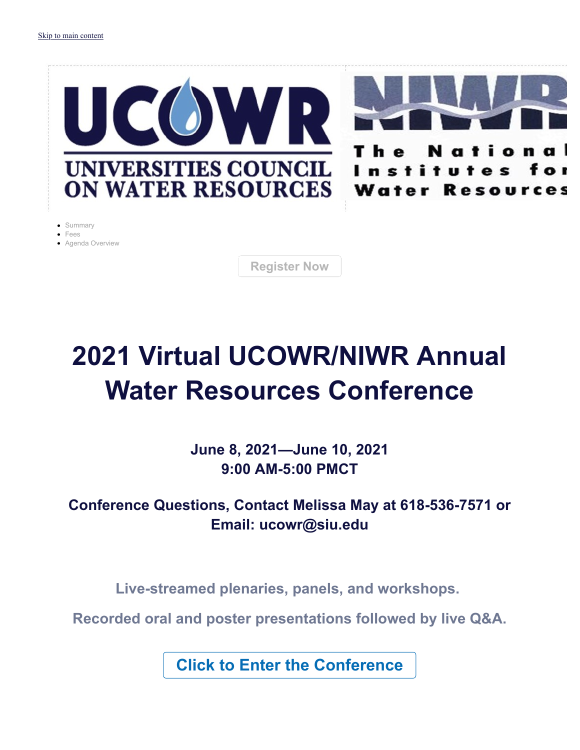Skip to main content

UCOWR UNIVERSITIES COUNCIL ON WATER RESOURCES

NIWR The National Institutes for Water Resources

- Summary
- Fees
- Agenda Overview

Register Now

# 2021 Virtual UCOWR/NIWR Annual Water Resources Conference

**June 8, 2021—June 10, 2021**
**9:00 AM-5:00 PMCT**

**Conference Questions, Contact Melissa May at 618-536-7571 or Email: ucowr@siu.edu**

**Live-streamed plenaries, panels, and workshops.**

**Recorded oral and poster presentations followed by live Q&A.**

Click to Enter the Conference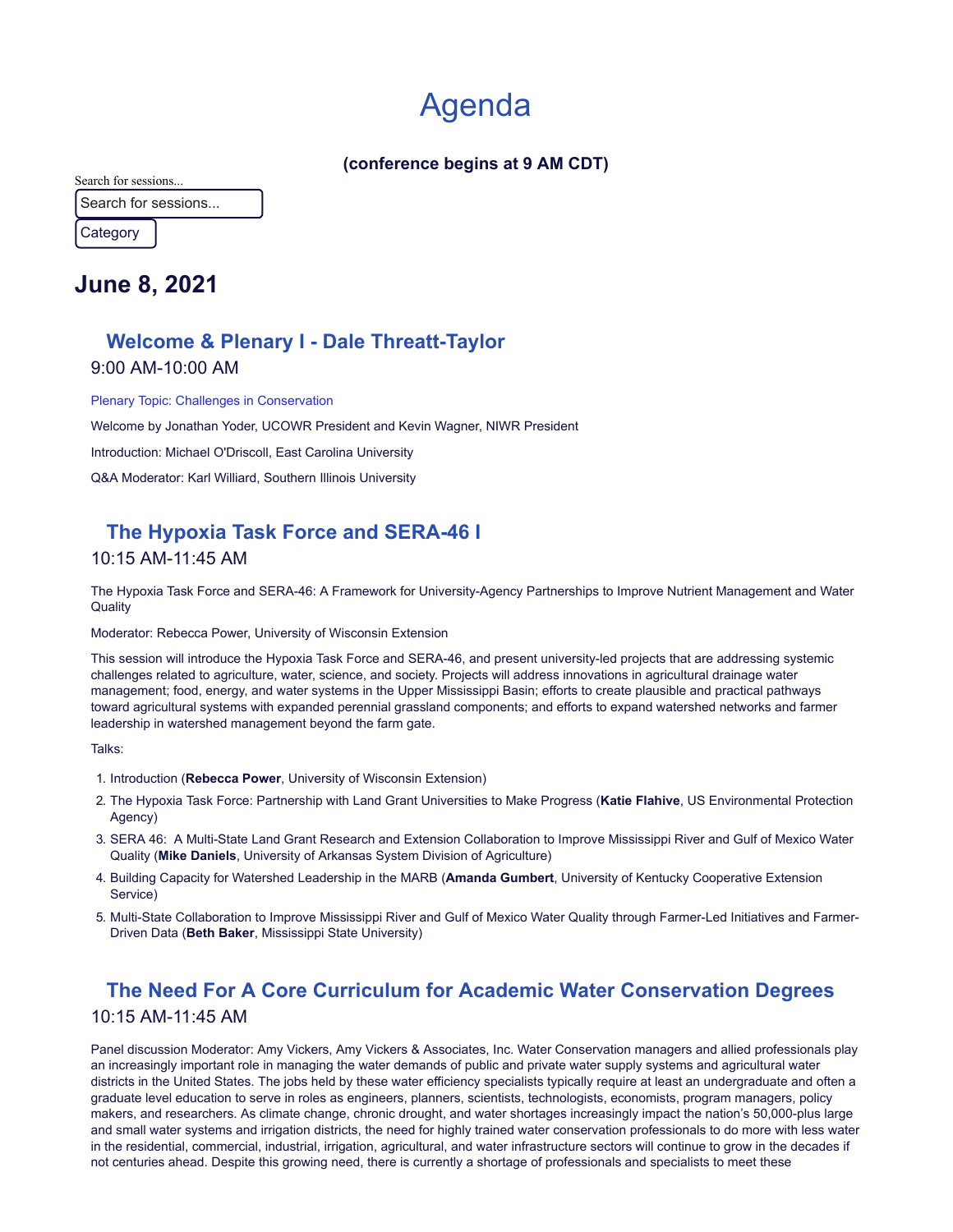# Agenda

**(conference begins at 9 AM CDT)**

Search for sessions...

Search for sessions...

Category

## June 8, 2021

### Welcome & Plenary I - Dale Threatt-Taylor

9:00 AM-10:00 AM

Plenary Topic: Challenges in Conservation

Welcome by Jonathan Yoder, UCOWR President and Kevin Wagner, NIWR President

Introduction: Michael O'Driscoll, East Carolina University

Q&A Moderator: Karl Williard, Southern Illinois University

### The Hypoxia Task Force and SERA-46 I

10:15 AM-11:45 AM

The Hypoxia Task Force and SERA-46: A Framework for University-Agency Partnerships to Improve Nutrient Management and Water Quality

Moderator: Rebecca Power, University of Wisconsin Extension

This session will introduce the Hypoxia Task Force and SERA-46, and present university-led projects that are addressing systemic challenges related to agriculture, water, science, and society. Projects will address innovations in agricultural drainage water management; food, energy, and water systems in the Upper Mississippi Basin; efforts to create plausible and practical pathways toward agricultural systems with expanded perennial grassland components; and efforts to expand watershed networks and farmer leadership in watershed management beyond the farm gate.

Talks:

1. Introduction (**Rebecca Power**, University of Wisconsin Extension)
2. The Hypoxia Task Force: Partnership with Land Grant Universities to Make Progress (**Katie Flahive**, US Environmental Protection Agency)
3. SERA 46: A Multi-State Land Grant Research and Extension Collaboration to Improve Mississippi River and Gulf of Mexico Water Quality (**Mike Daniels**, University of Arkansas System Division of Agriculture)
4. Building Capacity for Watershed Leadership in the MARB (**Amanda Gumbert**, University of Kentucky Cooperative Extension Service)
5. Multi-State Collaboration to Improve Mississippi River and Gulf of Mexico Water Quality through Farmer-Led Initiatives and Farmer-Driven Data (**Beth Baker**, Mississippi State University)

### The Need For A Core Curriculum for Academic Water Conservation Degrees

10:15 AM-11:45 AM

Panel discussion Moderator: Amy Vickers, Amy Vickers & Associates, Inc. Water Conservation managers and allied professionals play an increasingly important role in managing the water demands of public and private water supply systems and agricultural water districts in the United States. The jobs held by these water efficiency specialists typically require at least an undergraduate and often a graduate level education to serve in roles as engineers, planners, scientists, technologists, economists, program managers, policy makers, and researchers. As climate change, chronic drought, and water shortages increasingly impact the nation's 50,000-plus large and small water systems and irrigation districts, the need for highly trained water conservation professionals to do more with less water in the residential, commercial, industrial, irrigation, agricultural, and water infrastructure sectors will continue to grow in the decades if not centuries ahead. Despite this growing need, there is currently a shortage of professionals and specialists to meet these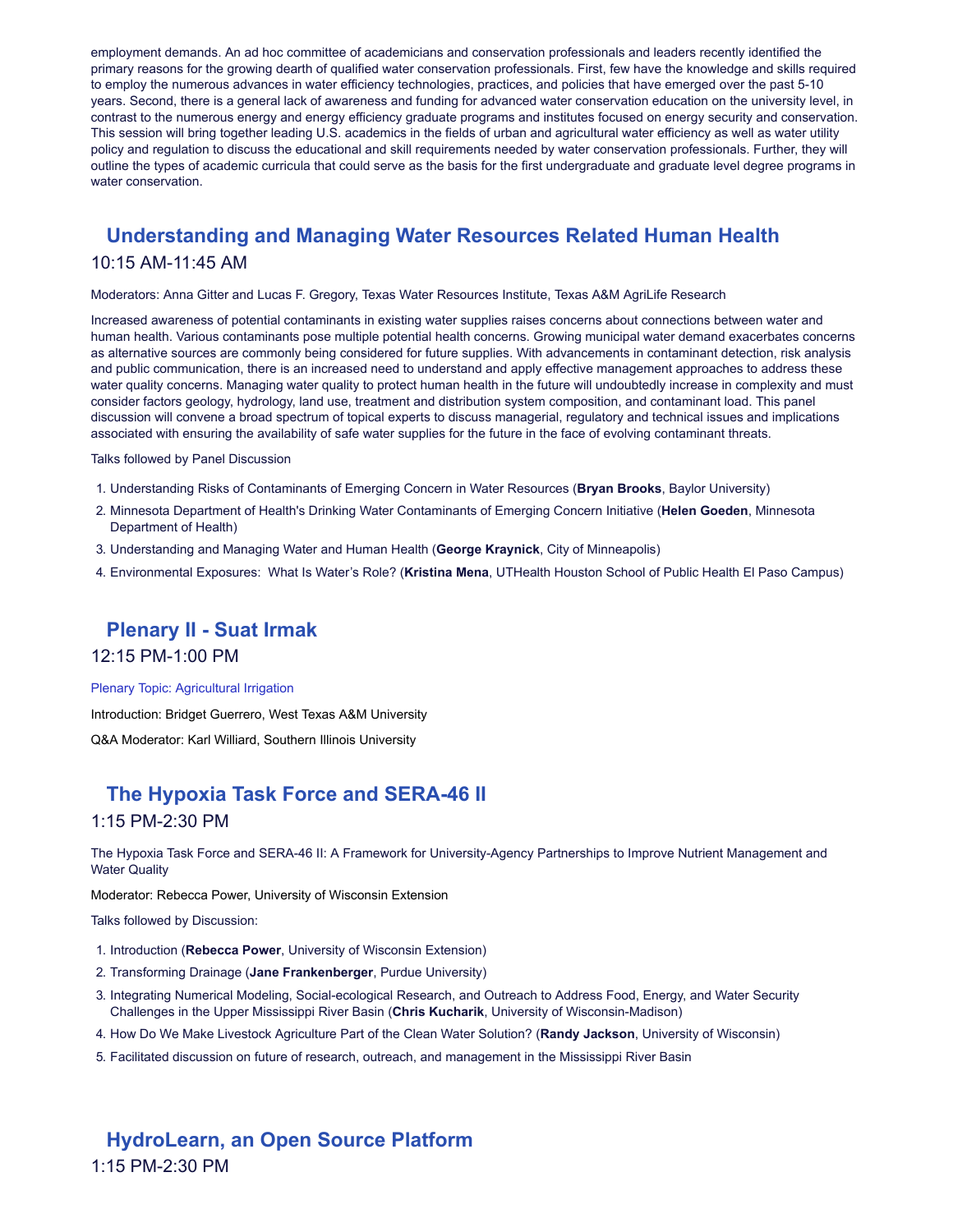employment demands. An ad hoc committee of academicians and conservation professionals and leaders recently identified the primary reasons for the growing dearth of qualified water conservation professionals. First, few have the knowledge and skills required to employ the numerous advances in water efficiency technologies, practices, and policies that have emerged over the past 5-10 years. Second, there is a general lack of awareness and funding for advanced water conservation education on the university level, in contrast to the numerous energy and energy efficiency graduate programs and institutes focused on energy security and conservation. This session will bring together leading U.S. academics in the fields of urban and agricultural water efficiency as well as water utility policy and regulation to discuss the educational and skill requirements needed by water conservation professionals. Further, they will outline the types of academic curricula that could serve as the basis for the first undergraduate and graduate level degree programs in water conservation.

## Understanding and Managing Water Resources Related Human Health

10:15 AM-11:45 AM

Moderators: Anna Gitter and Lucas F. Gregory, Texas Water Resources Institute, Texas A&M AgriLife Research

Increased awareness of potential contaminants in existing water supplies raises concerns about connections between water and human health. Various contaminants pose multiple potential health concerns. Growing municipal water demand exacerbates concerns as alternative sources are commonly being considered for future supplies. With advancements in contaminant detection, risk analysis and public communication, there is an increased need to understand and apply effective management approaches to address these water quality concerns. Managing water quality to protect human health in the future will undoubtedly increase in complexity and must consider factors geology, hydrology, land use, treatment and distribution system composition, and contaminant load. This panel discussion will convene a broad spectrum of topical experts to discuss managerial, regulatory and technical issues and implications associated with ensuring the availability of safe water supplies for the future in the face of evolving contaminant threats.

Talks followed by Panel Discussion

1. Understanding Risks of Contaminants of Emerging Concern in Water Resources (**Bryan Brooks**, Baylor University)
2. Minnesota Department of Health's Drinking Water Contaminants of Emerging Concern Initiative (**Helen Goeden**, Minnesota Department of Health)
3. Understanding and Managing Water and Human Health (**George Kraynick**, City of Minneapolis)
4. Environmental Exposures: What Is Water's Role? (**Kristina Mena**, UTHealth Houston School of Public Health El Paso Campus)

## Plenary II - Suat Irmak

12:15 PM-1:00 PM

Plenary Topic: Agricultural Irrigation

Introduction: Bridget Guerrero, West Texas A&M University

Q&A Moderator: Karl Williard, Southern Illinois University

## The Hypoxia Task Force and SERA-46 II

1:15 PM-2:30 PM

The Hypoxia Task Force and SERA-46 II: A Framework for University-Agency Partnerships to Improve Nutrient Management and Water Quality

Moderator: Rebecca Power, University of Wisconsin Extension

Talks followed by Discussion:

1. Introduction (**Rebecca Power**, University of Wisconsin Extension)
2. Transforming Drainage (**Jane Frankenberger**, Purdue University)
3. Integrating Numerical Modeling, Social-ecological Research, and Outreach to Address Food, Energy, and Water Security Challenges in the Upper Mississippi River Basin (**Chris Kucharik**, University of Wisconsin-Madison)
4. How Do We Make Livestock Agriculture Part of the Clean Water Solution? (**Randy Jackson**, University of Wisconsin)
5. Facilitated discussion on future of research, outreach, and management in the Mississippi River Basin

## HydroLearn, an Open Source Platform

1:15 PM-2:30 PM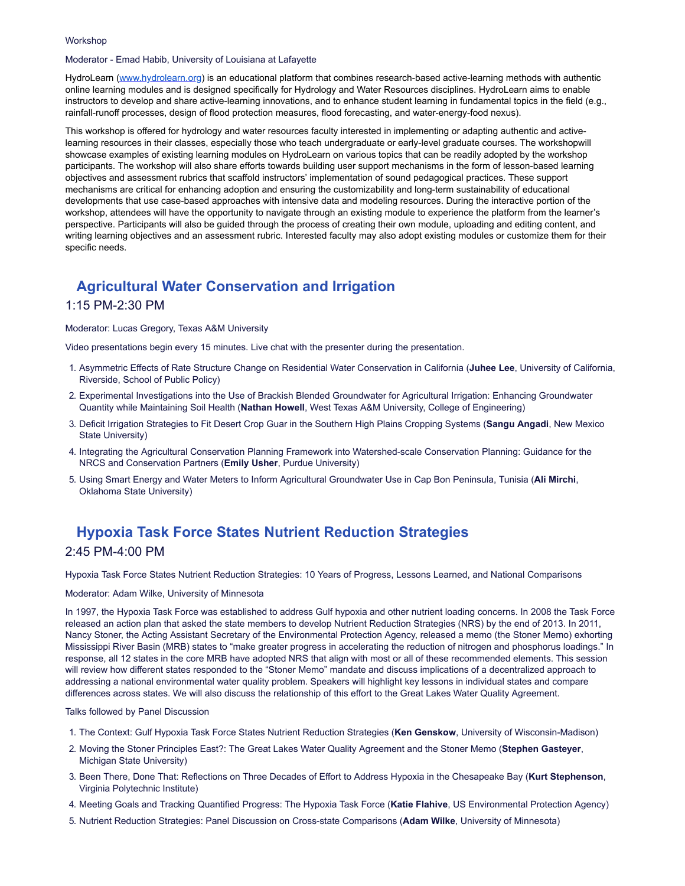Workshop

Moderator - Emad Habib, University of Louisiana at Lafayette

HydroLearn ([www.hydrolearn.org](www.hydrolearn.org)) is an educational platform that combines research-based active-learning methods with authentic online learning modules and is designed specifically for Hydrology and Water Resources disciplines. HydroLearn aims to enable instructors to develop and share active-learning innovations, and to enhance student learning in fundamental topics in the field (e.g., rainfall-runoff processes, design of flood protection measures, flood forecasting, and water-energy-food nexus).

This workshop is offered for hydrology and water resources faculty interested in implementing or adapting authentic and active-learning resources in their classes, especially those who teach undergraduate or early-level graduate courses. The workshopwill showcase examples of existing learning modules on HydroLearn on various topics that can be readily adopted by the workshop participants. The workshop will also share efforts towards building user support mechanisms in the form of lesson-based learning objectives and assessment rubrics that scaffold instructors' implementation of sound pedagogical practices. These support mechanisms are critical for enhancing adoption and ensuring the customizability and long-term sustainability of educational developments that use case-based approaches with intensive data and modeling resources. During the interactive portion of the workshop, attendees will have the opportunity to navigate through an existing module to experience the platform from the learner's perspective. Participants will also be guided through the process of creating their own module, uploading and editing content, and writing learning objectives and an assessment rubric. Interested faculty may also adopt existing modules or customize them for their specific needs.

## Agricultural Water Conservation and Irrigation

1:15 PM-2:30 PM

Moderator: Lucas Gregory, Texas A&M University

Video presentations begin every 15 minutes. Live chat with the presenter during the presentation.

1. Asymmetric Effects of Rate Structure Change on Residential Water Conservation in California (**Juhee Lee**, University of California, Riverside, School of Public Policy)
2. Experimental Investigations into the Use of Brackish Blended Groundwater for Agricultural Irrigation: Enhancing Groundwater Quantity while Maintaining Soil Health (**Nathan Howell**, West Texas A&M University, College of Engineering)
3. Deficit Irrigation Strategies to Fit Desert Crop Guar in the Southern High Plains Cropping Systems (**Sangu Angadi**, New Mexico State University)
4. Integrating the Agricultural Conservation Planning Framework into Watershed-scale Conservation Planning: Guidance for the NRCS and Conservation Partners (**Emily Usher**, Purdue University)
5. Using Smart Energy and Water Meters to Inform Agricultural Groundwater Use in Cap Bon Peninsula, Tunisia (**Ali Mirchi**, Oklahoma State University)

## Hypoxia Task Force States Nutrient Reduction Strategies

2:45 PM-4:00 PM

Hypoxia Task Force States Nutrient Reduction Strategies: 10 Years of Progress, Lessons Learned, and National Comparisons

Moderator: Adam Wilke, University of Minnesota

In 1997, the Hypoxia Task Force was established to address Gulf hypoxia and other nutrient loading concerns. In 2008 the Task Force released an action plan that asked the state members to develop Nutrient Reduction Strategies (NRS) by the end of 2013. In 2011, Nancy Stoner, the Acting Assistant Secretary of the Environmental Protection Agency, released a memo (the Stoner Memo) exhorting Mississippi River Basin (MRB) states to "make greater progress in accelerating the reduction of nitrogen and phosphorus loadings." In response, all 12 states in the core MRB have adopted NRS that align with most or all of these recommended elements. This session will review how different states responded to the "Stoner Memo" mandate and discuss implications of a decentralized approach to addressing a national environmental water quality problem. Speakers will highlight key lessons in individual states and compare differences across states. We will also discuss the relationship of this effort to the Great Lakes Water Quality Agreement.

Talks followed by Panel Discussion

1. The Context: Gulf Hypoxia Task Force States Nutrient Reduction Strategies (**Ken Genskow**, University of Wisconsin-Madison)
2. Moving the Stoner Principles East?: The Great Lakes Water Quality Agreement and the Stoner Memo (**Stephen Gasteyer**, Michigan State University)
3. Been There, Done That: Reflections on Three Decades of Effort to Address Hypoxia in the Chesapeake Bay (**Kurt Stephenson**, Virginia Polytechnic Institute)
4. Meeting Goals and Tracking Quantified Progress: The Hypoxia Task Force (**Katie Flahive**, US Environmental Protection Agency)
5. Nutrient Reduction Strategies: Panel Discussion on Cross-state Comparisons (**Adam Wilke**, University of Minnesota)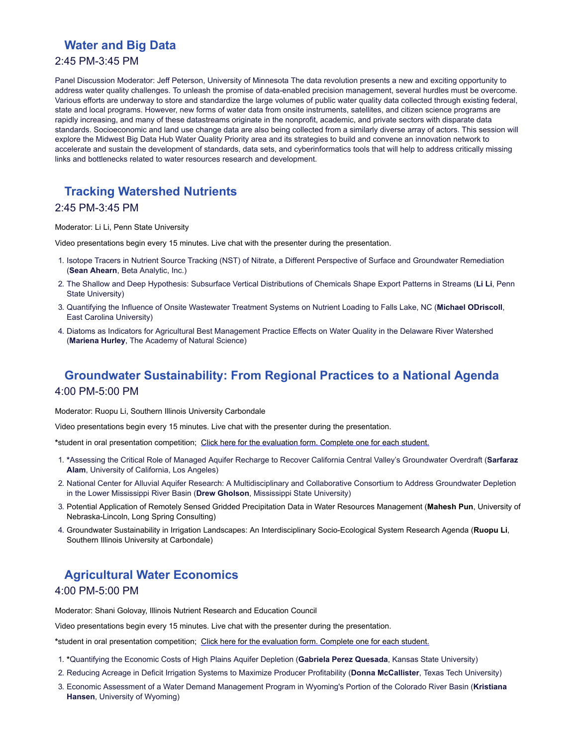## Water and Big Data

2:45 PM-3:45 PM

Panel Discussion Moderator: Jeff Peterson, University of Minnesota The data revolution presents a new and exciting opportunity to address water quality challenges. To unleash the promise of data-enabled precision management, several hurdles must be overcome. Various efforts are underway to store and standardize the large volumes of public water quality data collected through existing federal, state and local programs. However, new forms of water data from onsite instruments, satellites, and citizen science programs are rapidly increasing, and many of these datastreams originate in the nonprofit, academic, and private sectors with disparate data standards. Socioeconomic and land use change data are also being collected from a similarly diverse array of actors. This session will explore the Midwest Big Data Hub Water Quality Priority area and its strategies to build and convene an innovation network to accelerate and sustain the development of standards, data sets, and cyberinformatics tools that will help to address critically missing links and bottlenecks related to water resources research and development.

## Tracking Watershed Nutrients

2:45 PM-3:45 PM

Moderator: Li Li, Penn State University

Video presentations begin every 15 minutes. Live chat with the presenter during the presentation.

1. Isotope Tracers in Nutrient Source Tracking (NST) of Nitrate, a Different Perspective of Surface and Groundwater Remediation (**Sean Ahearn**, Beta Analytic, Inc.)
2. The Shallow and Deep Hypothesis: Subsurface Vertical Distributions of Chemicals Shape Export Patterns in Streams (**Li Li**, Penn State University)
3. Quantifying the Influence of Onsite Wastewater Treatment Systems on Nutrient Loading to Falls Lake, NC (**Michael ODriscoll**, East Carolina University)
4. Diatoms as Indicators for Agricultural Best Management Practice Effects on Water Quality in the Delaware River Watershed (**Mariena Hurley**, The Academy of Natural Science)

## Groundwater Sustainability: From Regional Practices to a National Agenda

4:00 PM-5:00 PM

Moderator: Ruopu Li, Southern Illinois University Carbondale

Video presentations begin every 15 minutes. Live chat with the presenter during the presentation.

*student in oral presentation competition; Click here for the evaluation form. Complete one for each student.

1. *Assessing the Critical Role of Managed Aquifer Recharge to Recover California Central Valley's Groundwater Overdraft (**Sarfaraz Alam**, University of California, Los Angeles)
2. National Center for Alluvial Aquifer Research: A Multidisciplinary and Collaborative Consortium to Address Groundwater Depletion in the Lower Mississippi River Basin (**Drew Gholson**, Mississippi State University)
3. Potential Application of Remotely Sensed Gridded Precipitation Data in Water Resources Management (**Mahesh Pun**, University of Nebraska-Lincoln, Long Spring Consulting)
4. Groundwater Sustainability in Irrigation Landscapes: An Interdisciplinary Socio-Ecological System Research Agenda (**Ruopu Li**, Southern Illinois University at Carbondale)

## Agricultural Water Economics

4:00 PM-5:00 PM

Moderator: Shani Golovay, Illinois Nutrient Research and Education Council

Video presentations begin every 15 minutes. Live chat with the presenter during the presentation.

*student in oral presentation competition; Click here for the evaluation form. Complete one for each student.

1. *Quantifying the Economic Costs of High Plains Aquifer Depletion (**Gabriela Perez Quesada**, Kansas State University)
2. Reducing Acreage in Deficit Irrigation Systems to Maximize Producer Profitability (**Donna McCallister**, Texas Tech University)
3. Economic Assessment of a Water Demand Management Program in Wyoming's Portion of the Colorado River Basin (**Kristiana Hansen**, University of Wyoming)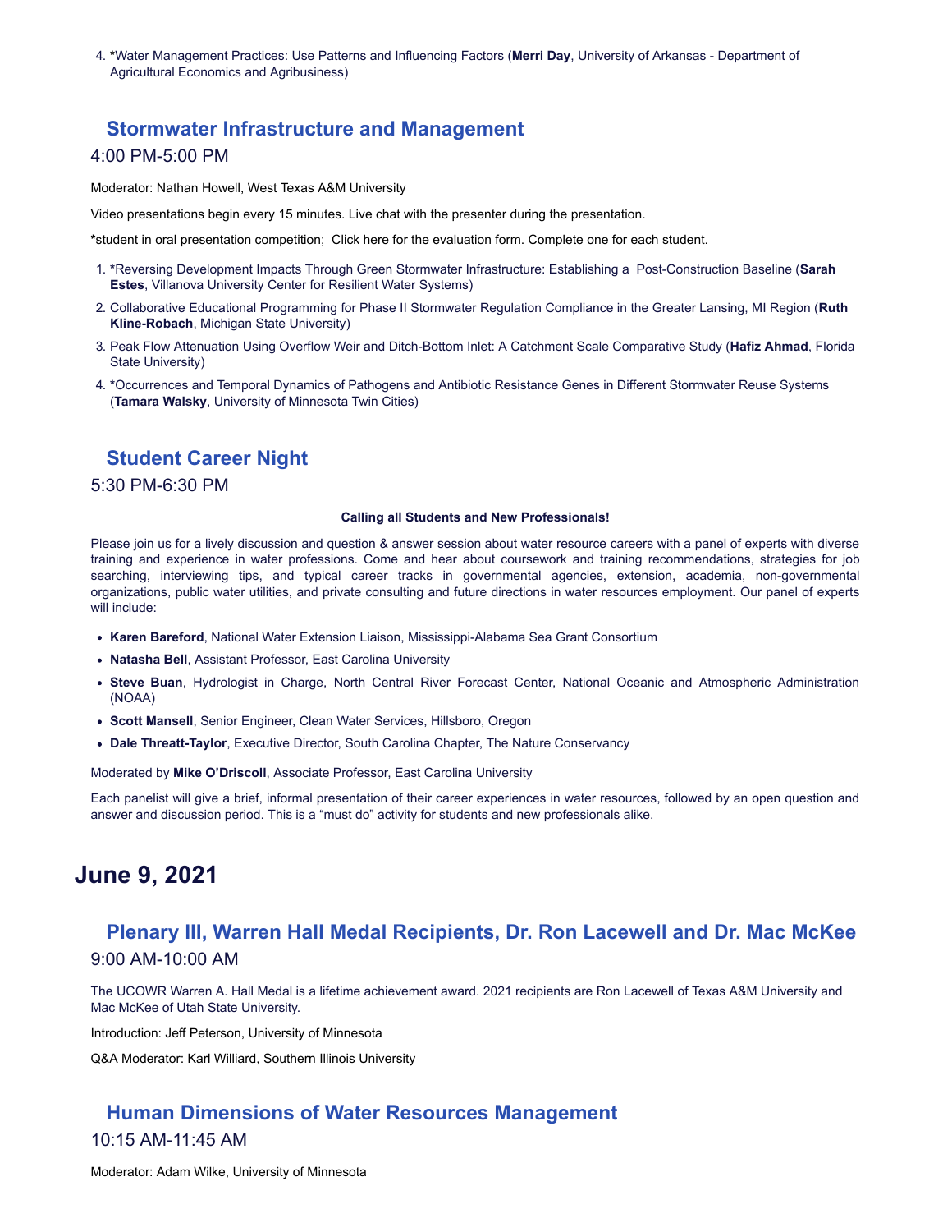4. ***Water Management Practices: Use Patterns and Influencing Factors (**Merri Day**, University of Arkansas - Department of Agricultural Economics and Agribusiness)

### Stormwater Infrastructure and Management

4:00 PM-5:00 PM

Moderator: Nathan Howell, West Texas A&M University

Video presentations begin every 15 minutes. Live chat with the presenter during the presentation.

*student in oral presentation competition; Click here for the evaluation form. Complete one for each student.

1. *Reversing Development Impacts Through Green Stormwater Infrastructure: Establishing a Post-Construction Baseline (**Sarah Estes**, Villanova University Center for Resilient Water Systems)
2. Collaborative Educational Programming for Phase II Stormwater Regulation Compliance in the Greater Lansing, MI Region (**Ruth Kline-Robach**, Michigan State University)
3. Peak Flow Attenuation Using Overflow Weir and Ditch-Bottom Inlet: A Catchment Scale Comparative Study (**Hafiz Ahmad**, Florida State University)
4. *Occurrences and Temporal Dynamics of Pathogens and Antibiotic Resistance Genes in Different Stormwater Reuse Systems (**Tamara Walsky**, University of Minnesota Twin Cities)

### Student Career Night

5:30 PM-6:30 PM

**Calling all Students and New Professionals!**

Please join us for a lively discussion and question & answer session about water resource careers with a panel of experts with diverse training and experience in water professions. Come and hear about coursework and training recommendations, strategies for job searching, interviewing tips, and typical career tracks in governmental agencies, extension, academia, non-governmental organizations, public water utilities, and private consulting and future directions in water resources employment. Our panel of experts will include:

- **Karen Bareford**, National Water Extension Liaison, Mississippi-Alabama Sea Grant Consortium
- **Natasha Bell**, Assistant Professor, East Carolina University
- **Steve Buan**, Hydrologist in Charge, North Central River Forecast Center, National Oceanic and Atmospheric Administration (NOAA)
- **Scott Mansell**, Senior Engineer, Clean Water Services, Hillsboro, Oregon
- **Dale Threatt-Taylor**, Executive Director, South Carolina Chapter, The Nature Conservancy

Moderated by **Mike O'Driscoll**, Associate Professor, East Carolina University

Each panelist will give a brief, informal presentation of their career experiences in water resources, followed by an open question and answer and discussion period. This is a "must do" activity for students and new professionals alike.

## June 9, 2021

### Plenary III, Warren Hall Medal Recipients, Dr. Ron Lacewell and Dr. Mac McKee

9:00 AM-10:00 AM

The UCOWR Warren A. Hall Medal is a lifetime achievement award. 2021 recipients are Ron Lacewell of Texas A&M University and Mac McKee of Utah State University.

Introduction: Jeff Peterson, University of Minnesota

Q&A Moderator: Karl Williard, Southern Illinois University

### Human Dimensions of Water Resources Management

10:15 AM-11:45 AM

Moderator: Adam Wilke, University of Minnesota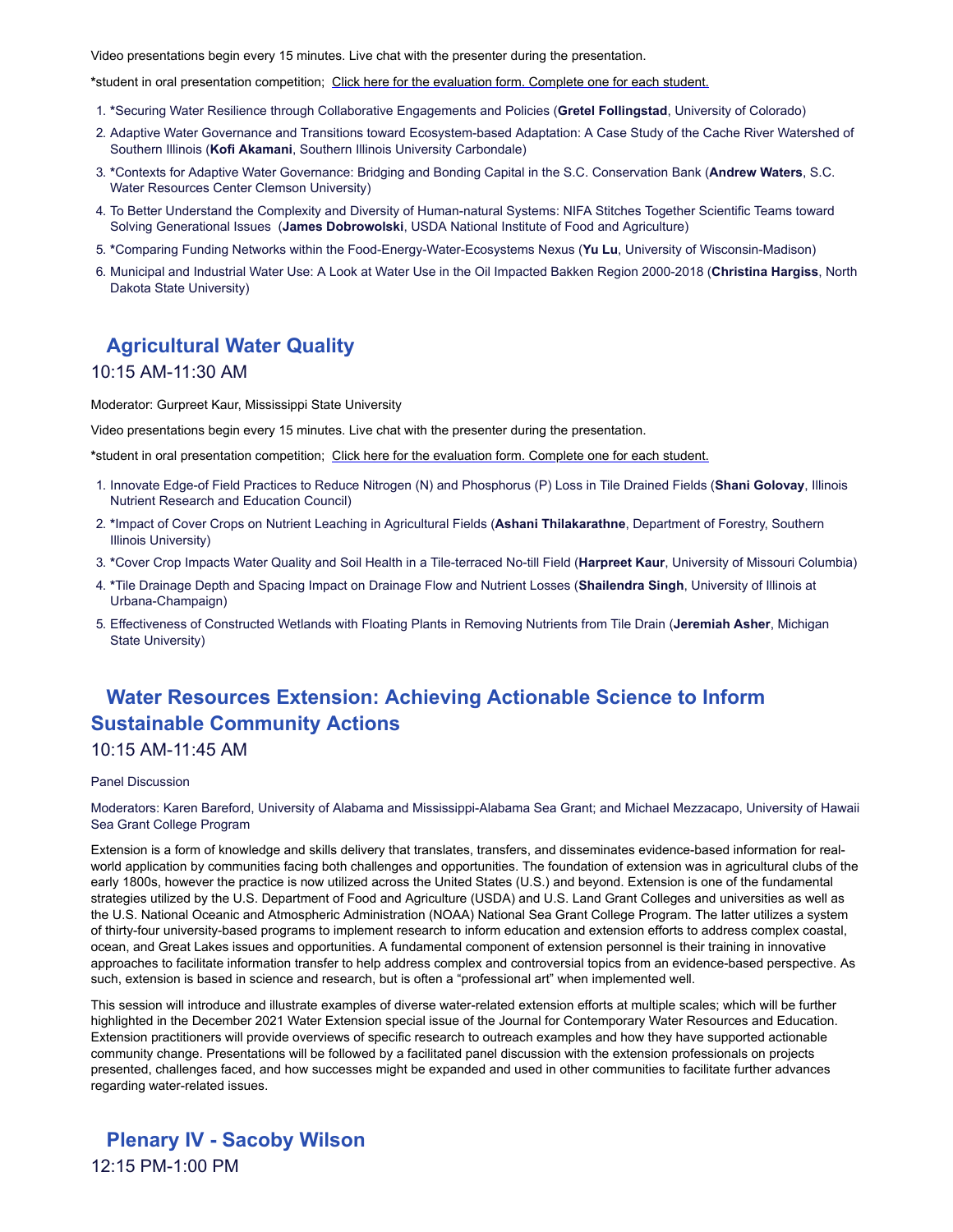Video presentations begin every 15 minutes. Live chat with the presenter during the presentation.

**\***student in oral presentation competition; Click here for the evaluation form. Complete one for each student.

1. **\***Securing Water Resilience through Collaborative Engagements and Policies (**Gretel Follingstad**, University of Colorado)
2. Adaptive Water Governance and Transitions toward Ecosystem-based Adaptation: A Case Study of the Cache River Watershed of Southern Illinois (**Kofi Akamani**, Southern Illinois University Carbondale)
3. **\***Contexts for Adaptive Water Governance: Bridging and Bonding Capital in the S.C. Conservation Bank (**Andrew Waters**, S.C. Water Resources Center Clemson University)
4. To Better Understand the Complexity and Diversity of Human-natural Systems: NIFA Stitches Together Scientific Teams toward Solving Generational Issues (**James Dobrowolski**, USDA National Institute of Food and Agriculture)
5. **\***Comparing Funding Networks within the Food-Energy-Water-Ecosystems Nexus (**Yu Lu**, University of Wisconsin-Madison)
6. Municipal and Industrial Water Use: A Look at Water Use in the Oil Impacted Bakken Region 2000-2018 (**Christina Hargiss**, North Dakota State University)

## Agricultural Water Quality

10:15 AM-11:30 AM

Moderator: Gurpreet Kaur, Mississippi State University

Video presentations begin every 15 minutes. Live chat with the presenter during the presentation.

**\***student in oral presentation competition; Click here for the evaluation form. Complete one for each student.

1. Innovate Edge-of Field Practices to Reduce Nitrogen (N) and Phosphorus (P) Loss in Tile Drained Fields (**Shani Golovay**, Illinois Nutrient Research and Education Council)
2. **\***Impact of Cover Crops on Nutrient Leaching in Agricultural Fields (**Ashani Thilakarathne**, Department of Forestry, Southern Illinois University)
3. **\***Cover Crop Impacts Water Quality and Soil Health in a Tile-terraced No-till Field (**Harpreet Kaur**, University of Missouri Columbia)
4. **\***Tile Drainage Depth and Spacing Impact on Drainage Flow and Nutrient Losses (**Shailendra Singh**, University of Illinois at Urbana-Champaign)
5. Effectiveness of Constructed Wetlands with Floating Plants in Removing Nutrients from Tile Drain (**Jeremiah Asher**, Michigan State University)

## Water Resources Extension: Achieving Actionable Science to Inform Sustainable Community Actions

10:15 AM-11:45 AM

Panel Discussion

Moderators: Karen Bareford, University of Alabama and Mississippi-Alabama Sea Grant; and Michael Mezzacapo, University of Hawaii Sea Grant College Program

Extension is a form of knowledge and skills delivery that translates, transfers, and disseminates evidence-based information for real-world application by communities facing both challenges and opportunities. The foundation of extension was in agricultural clubs of the early 1800s, however the practice is now utilized across the United States (U.S.) and beyond. Extension is one of the fundamental strategies utilized by the U.S. Department of Food and Agriculture (USDA) and U.S. Land Grant Colleges and universities as well as the U.S. National Oceanic and Atmospheric Administration (NOAA) National Sea Grant College Program. The latter utilizes a system of thirty-four university-based programs to implement research to inform education and extension efforts to address complex coastal, ocean, and Great Lakes issues and opportunities. A fundamental component of extension personnel is their training in innovative approaches to facilitate information transfer to help address complex and controversial topics from an evidence-based perspective. As such, extension is based in science and research, but is often a "professional art" when implemented well.

This session will introduce and illustrate examples of diverse water-related extension efforts at multiple scales; which will be further highlighted in the December 2021 Water Extension special issue of the Journal for Contemporary Water Resources and Education. Extension practitioners will provide overviews of specific research to outreach examples and how they have supported actionable community change. Presentations will be followed by a facilitated panel discussion with the extension professionals on projects presented, challenges faced, and how successes might be expanded and used in other communities to facilitate further advances regarding water-related issues.

## Plenary IV - Sacoby Wilson

12:15 PM-1:00 PM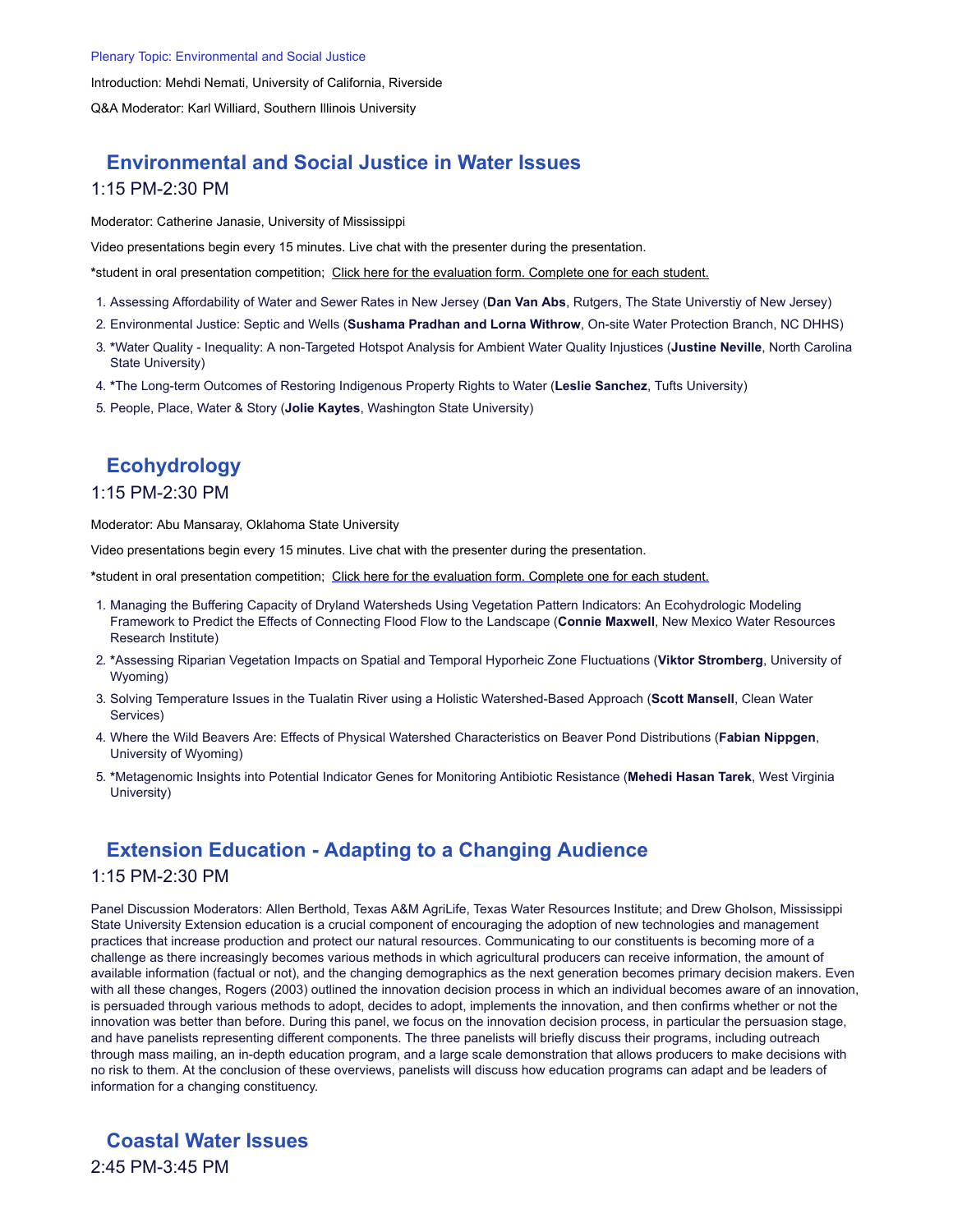Plenary Topic: Environmental and Social Justice

Introduction: Mehdi Nemati, University of California, Riverside

Q&A Moderator: Karl Williard, Southern Illinois University

## Environmental and Social Justice in Water Issues

### 1:15 PM-2:30 PM

Moderator: Catherine Janasie, University of Mississippi

Video presentations begin every 15 minutes. Live chat with the presenter during the presentation.

*student in oral presentation competition; Click here for the evaluation form. Complete one for each student.

1. Assessing Affordability of Water and Sewer Rates in New Jersey (**Dan Van Abs**, Rutgers, The State Universtiy of New Jersey)
2. Environmental Justice: Septic and Wells (**Sushama Pradhan and Lorna Withrow**, On-site Water Protection Branch, NC DHHS)
3. *Water Quality - Inequality: A non-Targeted Hotspot Analysis for Ambient Water Quality Injustices (**Justine Neville**, North Carolina State University)
4. *The Long-term Outcomes of Restoring Indigenous Property Rights to Water (**Leslie Sanchez**, Tufts University)
5. People, Place, Water & Story (**Jolie Kaytes**, Washington State University)

## Ecohydrology

### 1:15 PM-2:30 PM

Moderator: Abu Mansaray, Oklahoma State University

Video presentations begin every 15 minutes. Live chat with the presenter during the presentation.

*student in oral presentation competition; Click here for the evaluation form. Complete one for each student.

1. Managing the Buffering Capacity of Dryland Watersheds Using Vegetation Pattern Indicators: An Ecohydrologic Modeling Framework to Predict the Effects of Connecting Flood Flow to the Landscape (**Connie Maxwell**, New Mexico Water Resources Research Institute)
2. *Assessing Riparian Vegetation Impacts on Spatial and Temporal Hyporheic Zone Fluctuations (**Viktor Stromberg**, University of Wyoming)
3. Solving Temperature Issues in the Tualatin River using a Holistic Watershed-Based Approach (**Scott Mansell**, Clean Water Services)
4. Where the Wild Beavers Are: Effects of Physical Watershed Characteristics on Beaver Pond Distributions (**Fabian Nippgen**, University of Wyoming)
5. *Metagenomic Insights into Potential Indicator Genes for Monitoring Antibiotic Resistance (**Mehedi Hasan Tarek**, West Virginia University)

## Extension Education - Adapting to a Changing Audience

### 1:15 PM-2:30 PM

Panel Discussion Moderators: Allen Berthold, Texas A&M AgriLife, Texas Water Resources Institute; and Drew Gholson, Mississippi State University Extension education is a crucial component of encouraging the adoption of new technologies and management practices that increase production and protect our natural resources. Communicating to our constituents is becoming more of a challenge as there increasingly becomes various methods in which agricultural producers can receive information, the amount of available information (factual or not), and the changing demographics as the next generation becomes primary decision makers. Even with all these changes, Rogers (2003) outlined the innovation decision process in which an individual becomes aware of an innovation, is persuaded through various methods to adopt, decides to adopt, implements the innovation, and then confirms whether or not the innovation was better than before. During this panel, we focus on the innovation decision process, in particular the persuasion stage, and have panelists representing different components. The three panelists will briefly discuss their programs, including outreach through mass mailing, an in-depth education program, and a large scale demonstration that allows producers to make decisions with no risk to them. At the conclusion of these overviews, panelists will discuss how education programs can adapt and be leaders of information for a changing constituency.

## Coastal Water Issues

### 2:45 PM-3:45 PM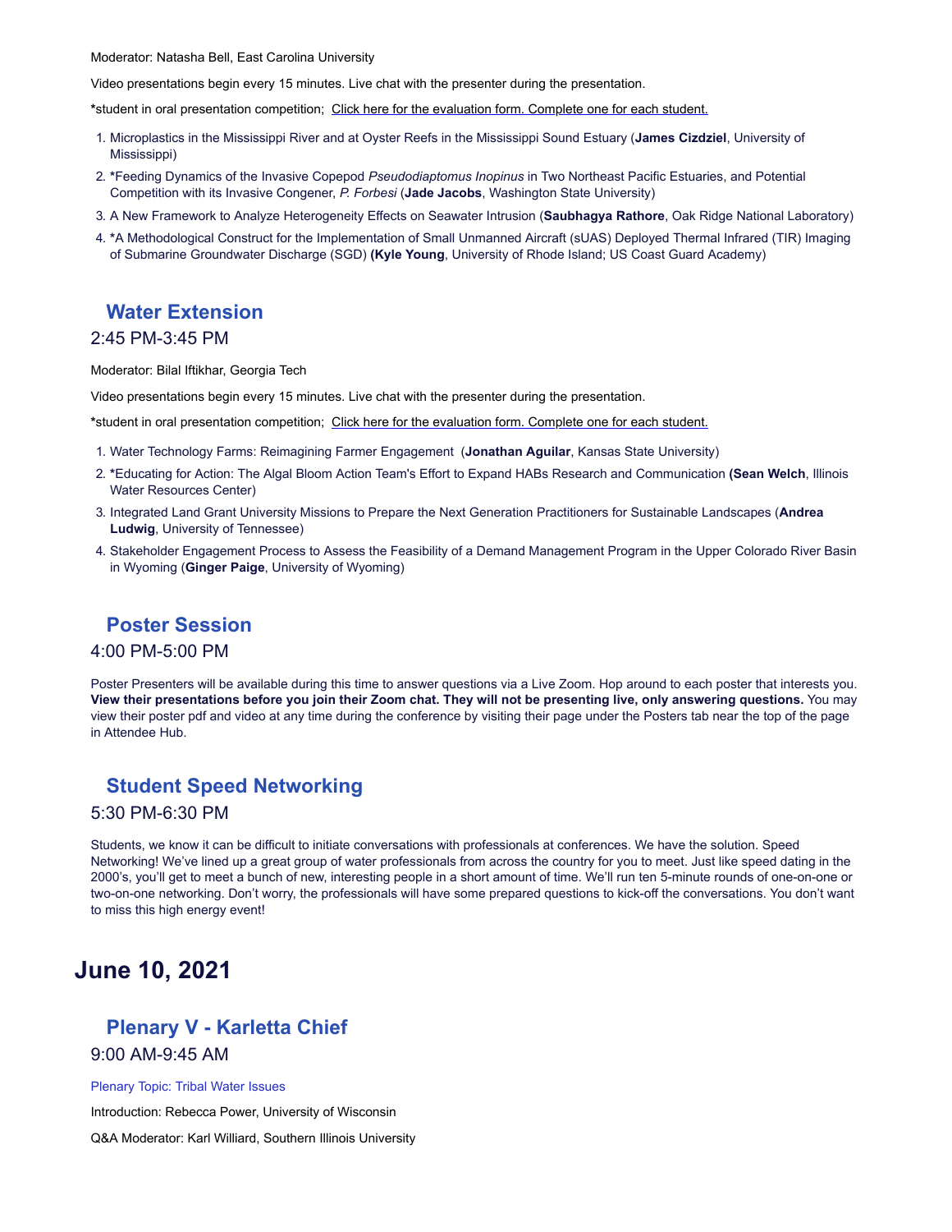Moderator: Natasha Bell, East Carolina University

Video presentations begin every 15 minutes. Live chat with the presenter during the presentation.

*student in oral presentation competition; Click here for the evaluation form. Complete one for each student.

1. Microplastics in the Mississippi River and at Oyster Reefs in the Mississippi Sound Estuary (**James Cizdziel**, University of Mississippi)
2. *Feeding Dynamics of the Invasive Copepod *Pseudodiaptomus Inopinus* in Two Northeast Pacific Estuaries, and Potential Competition with its Invasive Congener, *P. Forbesi* (**Jade Jacobs**, Washington State University)
3. A New Framework to Analyze Heterogeneity Effects on Seawater Intrusion (**Saubhagya Rathore**, Oak Ridge National Laboratory)
4. *A Methodological Construct for the Implementation of Small Unmanned Aircraft (sUAS) Deployed Thermal Infrared (TIR) Imaging of Submarine Groundwater Discharge (SGD) (**Kyle Young**, University of Rhode Island; US Coast Guard Academy)

## Water Extension

2:45 PM-3:45 PM

Moderator: Bilal Iftikhar, Georgia Tech

Video presentations begin every 15 minutes. Live chat with the presenter during the presentation.

*student in oral presentation competition; Click here for the evaluation form. Complete one for each student.

1. Water Technology Farms: Reimagining Farmer Engagement (**Jonathan Aguilar**, Kansas State University)
2. *Educating for Action: The Algal Bloom Action Team's Effort to Expand HABs Research and Communication (**Sean Welch**, Illinois Water Resources Center)
3. Integrated Land Grant University Missions to Prepare the Next Generation Practitioners for Sustainable Landscapes (**Andrea Ludwig**, University of Tennessee)
4. Stakeholder Engagement Process to Assess the Feasibility of a Demand Management Program in the Upper Colorado River Basin in Wyoming (**Ginger Paige**, University of Wyoming)

## Poster Session

4:00 PM-5:00 PM

Poster Presenters will be available during this time to answer questions via a Live Zoom. Hop around to each poster that interests you. **View their presentations before you join their Zoom chat. They will not be presenting live, only answering questions.** You may view their poster pdf and video at any time during the conference by visiting their page under the Posters tab near the top of the page in Attendee Hub.

## Student Speed Networking

5:30 PM-6:30 PM

Students, we know it can be difficult to initiate conversations with professionals at conferences. We have the solution. Speed Networking! We've lined up a great group of water professionals from across the country for you to meet. Just like speed dating in the 2000's, you'll get to meet a bunch of new, interesting people in a short amount of time. We'll run ten 5-minute rounds of one-on-one or two-on-one networking. Don't worry, the professionals will have some prepared questions to kick-off the conversations. You don't want to miss this high energy event!

# June 10, 2021

## Plenary V - Karletta Chief

9:00 AM-9:45 AM

Plenary Topic: Tribal Water Issues

Introduction: Rebecca Power, University of Wisconsin

Q&A Moderator: Karl Williard, Southern Illinois University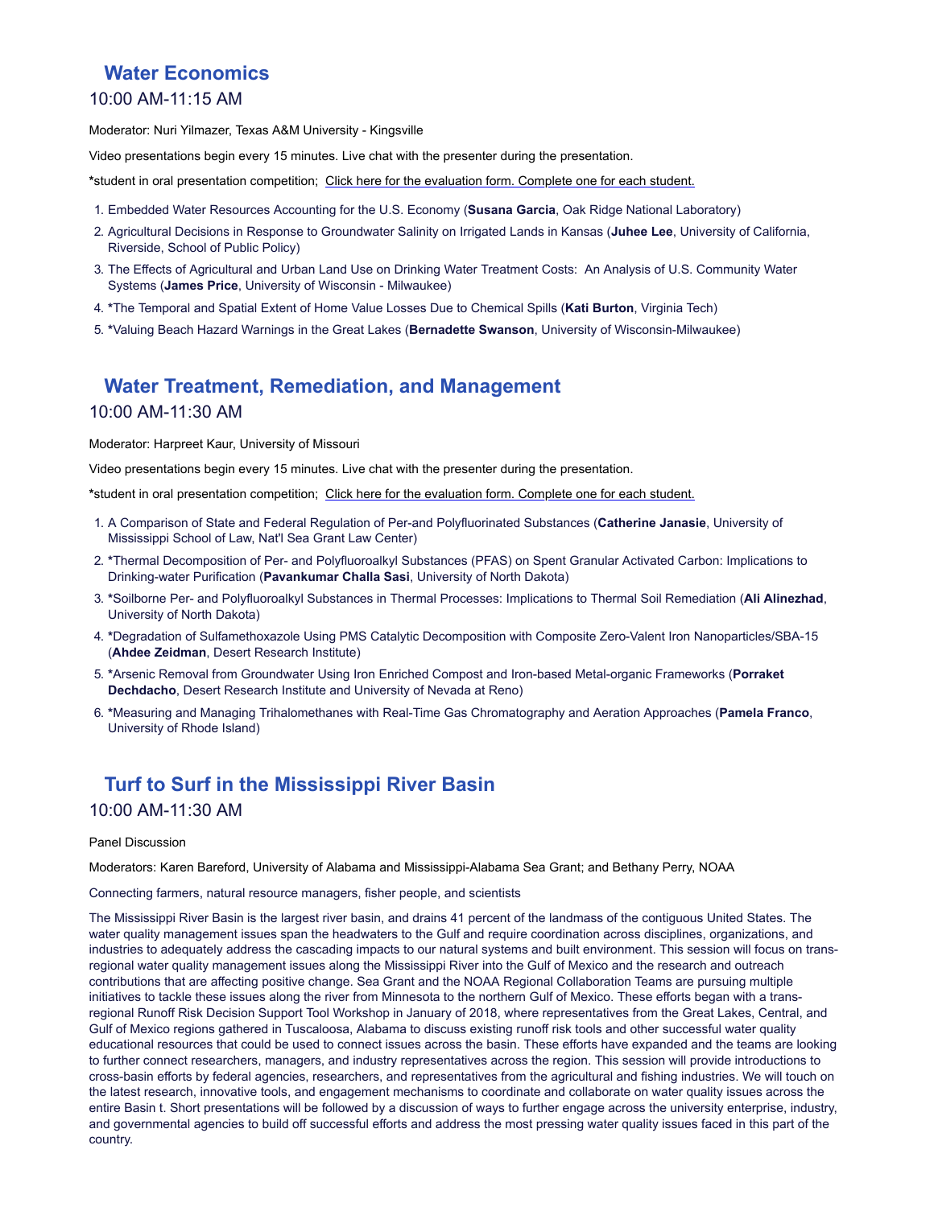## Water Economics

### 10:00 AM-11:15 AM

Moderator: Nuri Yilmazer, Texas A&M University - Kingsville

Video presentations begin every 15 minutes. Live chat with the presenter during the presentation.

*student in oral presentation competition; Click here for the evaluation form. Complete one for each student.

1. Embedded Water Resources Accounting for the U.S. Economy (**Susana Garcia**, Oak Ridge National Laboratory)
2. Agricultural Decisions in Response to Groundwater Salinity on Irrigated Lands in Kansas (**Juhee Lee**, University of California, Riverside, School of Public Policy)
3. The Effects of Agricultural and Urban Land Use on Drinking Water Treatment Costs: An Analysis of U.S. Community Water Systems (**James Price**, University of Wisconsin - Milwaukee)
4. *The Temporal and Spatial Extent of Home Value Losses Due to Chemical Spills (**Kati Burton**, Virginia Tech)
5. *Valuing Beach Hazard Warnings in the Great Lakes (**Bernadette Swanson**, University of Wisconsin-Milwaukee)

## Water Treatment, Remediation, and Management

### 10:00 AM-11:30 AM

Moderator: Harpreet Kaur, University of Missouri

Video presentations begin every 15 minutes. Live chat with the presenter during the presentation.

*student in oral presentation competition; Click here for the evaluation form. Complete one for each student.

1. A Comparison of State and Federal Regulation of Per-and Polyfluorinated Substances (**Catherine Janasie**, University of Mississippi School of Law, Nat'l Sea Grant Law Center)
2. *Thermal Decomposition of Per- and Polyfluoroalkyl Substances (PFAS) on Spent Granular Activated Carbon: Implications to Drinking-water Purification (**Pavankumar Challa Sasi**, University of North Dakota)
3. *Soilborne Per- and Polyfluoroalkyl Substances in Thermal Processes: Implications to Thermal Soil Remediation (**Ali Alinezhad**, University of North Dakota)
4. *Degradation of Sulfamethoxazole Using PMS Catalytic Decomposition with Composite Zero-Valent Iron Nanoparticles/SBA-15 (**Ahdee Zeidman**, Desert Research Institute)
5. *Arsenic Removal from Groundwater Using Iron Enriched Compost and Iron-based Metal-organic Frameworks (**Porraket Dechdacho**, Desert Research Institute and University of Nevada at Reno)
6. *Measuring and Managing Trihalomethanes with Real-Time Gas Chromatography and Aeration Approaches (**Pamela Franco**, University of Rhode Island)

## Turf to Surf in the Mississippi River Basin

### 10:00 AM-11:30 AM

Panel Discussion

Moderators: Karen Bareford, University of Alabama and Mississippi-Alabama Sea Grant; and Bethany Perry, NOAA

Connecting farmers, natural resource managers, fisher people, and scientists

The Mississippi River Basin is the largest river basin, and drains 41 percent of the landmass of the contiguous United States. The water quality management issues span the headwaters to the Gulf and require coordination across disciplines, organizations, and industries to adequately address the cascading impacts to our natural systems and built environment. This session will focus on trans-regional water quality management issues along the Mississippi River into the Gulf of Mexico and the research and outreach contributions that are affecting positive change. Sea Grant and the NOAA Regional Collaboration Teams are pursuing multiple initiatives to tackle these issues along the river from Minnesota to the northern Gulf of Mexico. These efforts began with a trans-regional Runoff Risk Decision Support Tool Workshop in January of 2018, where representatives from the Great Lakes, Central, and Gulf of Mexico regions gathered in Tuscaloosa, Alabama to discuss existing runoff risk tools and other successful water quality educational resources that could be used to connect issues across the basin. These efforts have expanded and the teams are looking to further connect researchers, managers, and industry representatives across the region. This session will provide introductions to cross-basin efforts by federal agencies, researchers, and representatives from the agricultural and fishing industries. We will touch on the latest research, innovative tools, and engagement mechanisms to coordinate and collaborate on water quality issues across the entire Basin t. Short presentations will be followed by a discussion of ways to further engage across the university enterprise, industry, and governmental agencies to build off successful efforts and address the most pressing water quality issues faced in this part of the country.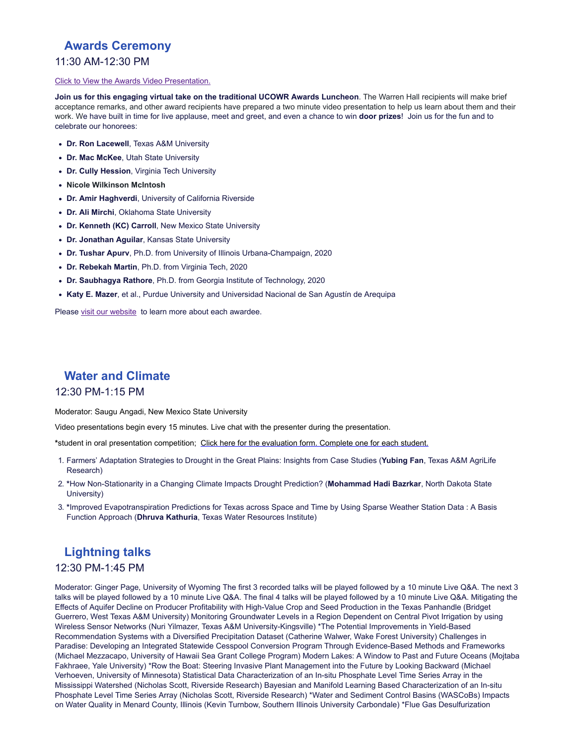## Awards Ceremony

### 11:30 AM-12:30 PM

[Click to View the Awards Video Presentation.]

**Join us for this engaging virtual take on the traditional UCOWR Awards Luncheon**. The Warren Hall recipients will make brief acceptance remarks, and other award recipients have prepared a two minute video presentation to help us learn about them and their work. We have built in time for live applause, meet and greet, and even a chance to win **door prizes**! Join us for the fun and to celebrate our honorees:

- **Dr. Ron Lacewell**, Texas A&M University
- **Dr. Mac McKee**, Utah State University
- **Dr. Cully Hession**, Virginia Tech University
- **Nicole Wilkinson McIntosh**
- **Dr. Amir Haghverdi**, University of California Riverside
- **Dr. Ali Mirchi**, Oklahoma State University
- **Dr. Kenneth (KC) Carroll**, New Mexico State University
- **Dr. Jonathan Aguilar**, Kansas State University
- **Dr. Tushar Apurv**, Ph.D. from University of Illinois Urbana-Champaign, 2020
- **Dr. Rebekah Martin**, Ph.D. from Virginia Tech, 2020
- **Dr. Saubhagya Rathore**, Ph.D. from Georgia Institute of Technology, 2020
- **Katy E. Mazer**, et al., Purdue University and Universidad Nacional de San Agustín de Arequipa

Please visit our website to learn more about each awardee.

## Water and Climate

### 12:30 PM-1:15 PM

Moderator: Saugu Angadi, New Mexico State University

Video presentations begin every 15 minutes. Live chat with the presenter during the presentation.

***student in oral presentation competition; Click here for the evaluation form. Complete one for each student.

1. Farmers' Adaptation Strategies to Drought in the Great Plains: Insights from Case Studies (**Yubing Fan**, Texas A&M AgriLife Research)
2. ***How Non-Stationarity in a Changing Climate Impacts Drought Prediction? (**Mohammad Hadi Bazrkar**, North Dakota State University)
3. ***Improved Evapotranspiration Predictions for Texas across Space and Time by Using Sparse Weather Station Data : A Basis Function Approach (**Dhruva Kathuria**, Texas Water Resources Institute)

## Lightning talks

### 12:30 PM-1:45 PM

Moderator: Ginger Page, University of Wyoming The first 3 recorded talks will be played followed by a 10 minute Live Q&A. The next 3 talks will be played followed by a 10 minute Live Q&A. The final 4 talks will be played followed by a 10 minute Live Q&A. Mitigating the Effects of Aquifer Decline on Producer Profitability with High-Value Crop and Seed Production in the Texas Panhandle (Bridget Guerrero, West Texas A&M University) Monitoring Groundwater Levels in a Region Dependent on Central Pivot Irrigation by using Wireless Sensor Networks (Nuri Yilmazer, Texas A&M University-Kingsville) *The Potential Improvements in Yield-Based Recommendation Systems with a Diversified Precipitation Dataset (Catherine Walwer, Wake Forest University) Challenges in Paradise: Developing an Integrated Statewide Cesspool Conversion Program Through Evidence-Based Methods and Frameworks (Michael Mezzacapo, University of Hawaii Sea Grant College Program) Modern Lakes: A Window to Past and Future Oceans (Mojtaba Fakhraee, Yale University) *Row the Boat: Steering Invasive Plant Management into the Future by Looking Backward (Michael Verhoeven, University of Minnesota) Statistical Data Characterization of an In-situ Phosphate Level Time Series Array in the Mississippi Watershed (Nicholas Scott, Riverside Research) Bayesian and Manifold Learning Based Characterization of an In-situ Phosphate Level Time Series Array (Nicholas Scott, Riverside Research) *Water and Sediment Control Basins (WASCoBs) Impacts on Water Quality in Menard County, Illinois (Kevin Turnbow, Southern Illinois University Carbondale) *Flue Gas Desulfurization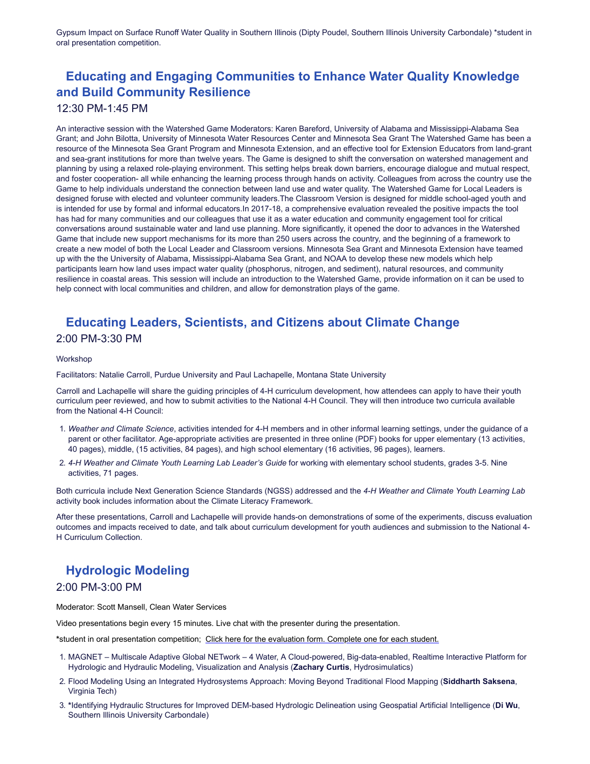Gypsum Impact on Surface Runoff Water Quality in Southern Illinois (Dipty Poudel, Southern Illinois University Carbondale) *student in oral presentation competition.

## Educating and Engaging Communities to Enhance Water Quality Knowledge and Build Community Resilience

### 12:30 PM-1:45 PM

An interactive session with the Watershed Game Moderators: Karen Bareford, University of Alabama and Mississippi-Alabama Sea Grant; and John Bilotta, University of Minnesota Water Resources Center and Minnesota Sea Grant The Watershed Game has been a resource of the Minnesota Sea Grant Program and Minnesota Extension, and an effective tool for Extension Educators from land-grant and sea-grant institutions for more than twelve years. The Game is designed to shift the conversation on watershed management and planning by using a relaxed role-playing environment. This setting helps break down barriers, encourage dialogue and mutual respect, and foster cooperation- all while enhancing the learning process through hands on activity. Colleagues from across the country use the Game to help individuals understand the connection between land use and water quality. The Watershed Game for Local Leaders is designed foruse with elected and volunteer community leaders.The Classroom Version is designed for middle school-aged youth and is intended for use by formal and informal educators.In 2017-18, a comprehensive evaluation revealed the positive impacts the tool has had for many communities and our colleagues that use it as a water education and community engagement tool for critical conversations around sustainable water and land use planning. More significantly, it opened the door to advances in the Watershed Game that include new support mechanisms for its more than 250 users across the country, and the beginning of a framework to create a new model of both the Local Leader and Classroom versions. Minnesota Sea Grant and Minnesota Extension have teamed up with the the University of Alabama, Mississippi-Alabama Sea Grant, and NOAA to develop these new models which help participants learn how land uses impact water quality (phosphorus, nitrogen, and sediment), natural resources, and community resilience in coastal areas. This session will include an introduction to the Watershed Game, provide information on it can be used to help connect with local communities and children, and allow for demonstration plays of the game.

## Educating Leaders, Scientists, and Citizens about Climate Change

### 2:00 PM-3:30 PM

Workshop

Facilitators: Natalie Carroll, Purdue University and Paul Lachapelle, Montana State University

Carroll and Lachapelle will share the guiding principles of 4-H curriculum development, how attendees can apply to have their youth curriculum peer reviewed, and how to submit activities to the National 4-H Council. They will then introduce two curricula available from the National 4-H Council:

1. *Weather and Climate Science*, activities intended for 4-H members and in other informal learning settings, under the guidance of a parent or other facilitator. Age-appropriate activities are presented in three online (PDF) books for upper elementary (13 activities, 40 pages), middle, (15 activities, 84 pages), and high school elementary (16 activities, 96 pages), learners.
2. *4-H Weather and Climate Youth Learning Lab Leader's Guide* for working with elementary school students, grades 3-5. Nine activities, 71 pages.

Both curricula include Next Generation Science Standards (NGSS) addressed and the *4-H Weather and Climate Youth Learning Lab* activity book includes information about the Climate Literacy Framework.

After these presentations, Carroll and Lachapelle will provide hands-on demonstrations of some of the experiments, discuss evaluation outcomes and impacts received to date, and talk about curriculum development for youth audiences and submission to the National 4-H Curriculum Collection.

## Hydrologic Modeling

### 2:00 PM-3:00 PM

Moderator: Scott Mansell, Clean Water Services

Video presentations begin every 15 minutes. Live chat with the presenter during the presentation.

**\***student in oral presentation competition; Click here for the evaluation form. Complete one for each student.

1. MAGNET – Multiscale Adaptive Global NETwork – 4 Water, A Cloud-powered, Big-data-enabled, Realtime Interactive Platform for Hydrologic and Hydraulic Modeling, Visualization and Analysis (**Zachary Curtis**, Hydrosimulatics)
2. Flood Modeling Using an Integrated Hydrosystems Approach: Moving Beyond Traditional Flood Mapping (**Siddharth Saksena**, Virginia Tech)
3. **\***Identifying Hydraulic Structures for Improved DEM-based Hydrologic Delineation using Geospatial Artificial Intelligence (**Di Wu**, Southern Illinois University Carbondale)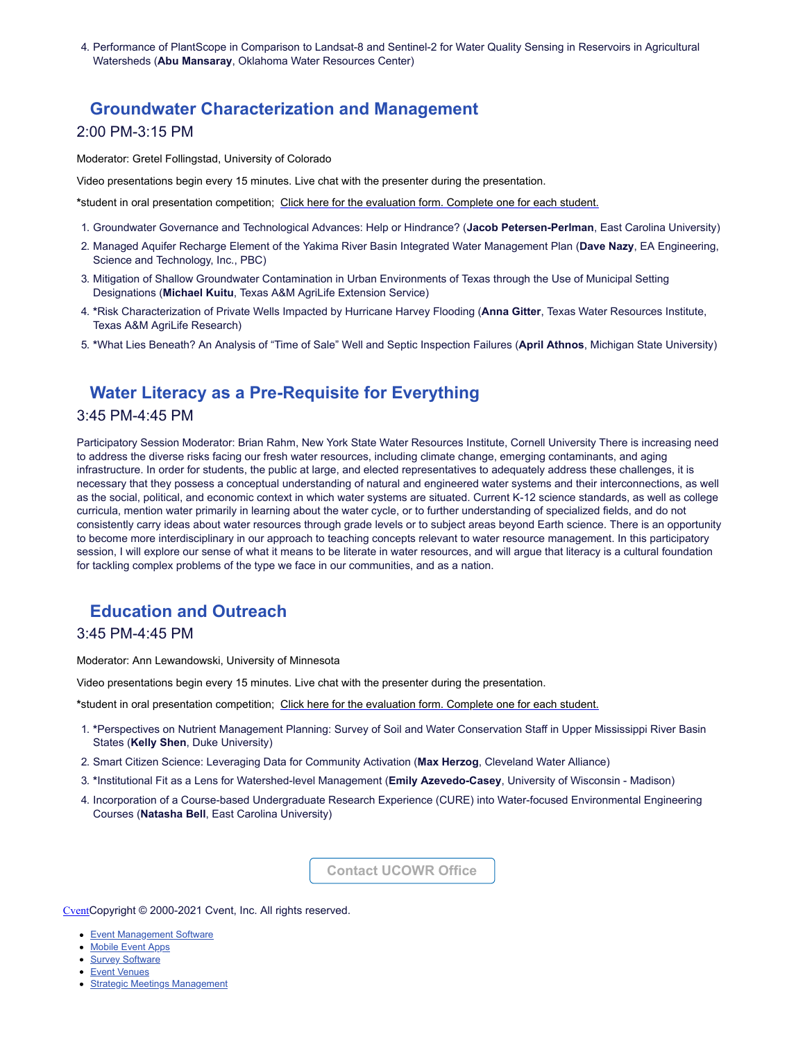4. Performance of PlantScope in Comparison to Landsat-8 and Sentinel-2 for Water Quality Sensing in Reservoirs in Agricultural Watersheds (**Abu Mansaray**, Oklahoma Water Resources Center)

## Groundwater Characterization and Management

2:00 PM-3:15 PM

Moderator: Gretel Follingstad, University of Colorado

Video presentations begin every 15 minutes. Live chat with the presenter during the presentation.

*student in oral presentation competition; Click here for the evaluation form. Complete one for each student.

1. Groundwater Governance and Technological Advances: Help or Hindrance? (**Jacob Petersen-Perlman**, East Carolina University)
2. Managed Aquifer Recharge Element of the Yakima River Basin Integrated Water Management Plan (**Dave Nazy**, EA Engineering, Science and Technology, Inc., PBC)
3. Mitigation of Shallow Groundwater Contamination in Urban Environments of Texas through the Use of Municipal Setting Designations (**Michael Kuitu**, Texas A&M AgriLife Extension Service)
4. *Risk Characterization of Private Wells Impacted by Hurricane Harvey Flooding (**Anna Gitter**, Texas Water Resources Institute, Texas A&M AgriLife Research)
5. *What Lies Beneath? An Analysis of "Time of Sale" Well and Septic Inspection Failures (**April Athnos**, Michigan State University)

## Water Literacy as a Pre-Requisite for Everything

3:45 PM-4:45 PM

Participatory Session Moderator: Brian Rahm, New York State Water Resources Institute, Cornell University There is increasing need to address the diverse risks facing our fresh water resources, including climate change, emerging contaminants, and aging infrastructure. In order for students, the public at large, and elected representatives to adequately address these challenges, it is necessary that they possess a conceptual understanding of natural and engineered water systems and their interconnections, as well as the social, political, and economic context in which water systems are situated. Current K-12 science standards, as well as college curricula, mention water primarily in learning about the water cycle, or to further understanding of specialized fields, and do not consistently carry ideas about water resources through grade levels or to subject areas beyond Earth science. There is an opportunity to become more interdisciplinary in our approach to teaching concepts relevant to water resource management. In this participatory session, I will explore our sense of what it means to be literate in water resources, and will argue that literacy is a cultural foundation for tackling complex problems of the type we face in our communities, and as a nation.

## Education and Outreach

3:45 PM-4:45 PM

Moderator: Ann Lewandowski, University of Minnesota

Video presentations begin every 15 minutes. Live chat with the presenter during the presentation.

*student in oral presentation competition; Click here for the evaluation form. Complete one for each student.

1. *Perspectives on Nutrient Management Planning: Survey of Soil and Water Conservation Staff in Upper Mississippi River Basin States (**Kelly Shen**, Duke University)
2. Smart Citizen Science: Leveraging Data for Community Activation (**Max Herzog**, Cleveland Water Alliance)
3. *Institutional Fit as a Lens for Watershed-level Management (**Emily Azevedo-Casey**, University of Wisconsin - Madison)
4. Incorporation of a Course-based Undergraduate Research Experience (CURE) into Water-focused Environmental Engineering Courses (**Natasha Bell**, East Carolina University)

Contact UCOWR Office

Cvent Copyright © 2000-2021 Cvent, Inc. All rights reserved.

- Event Management Software
- Mobile Event Apps
- Survey Software
- Event Venues
- Strategic Meetings Management